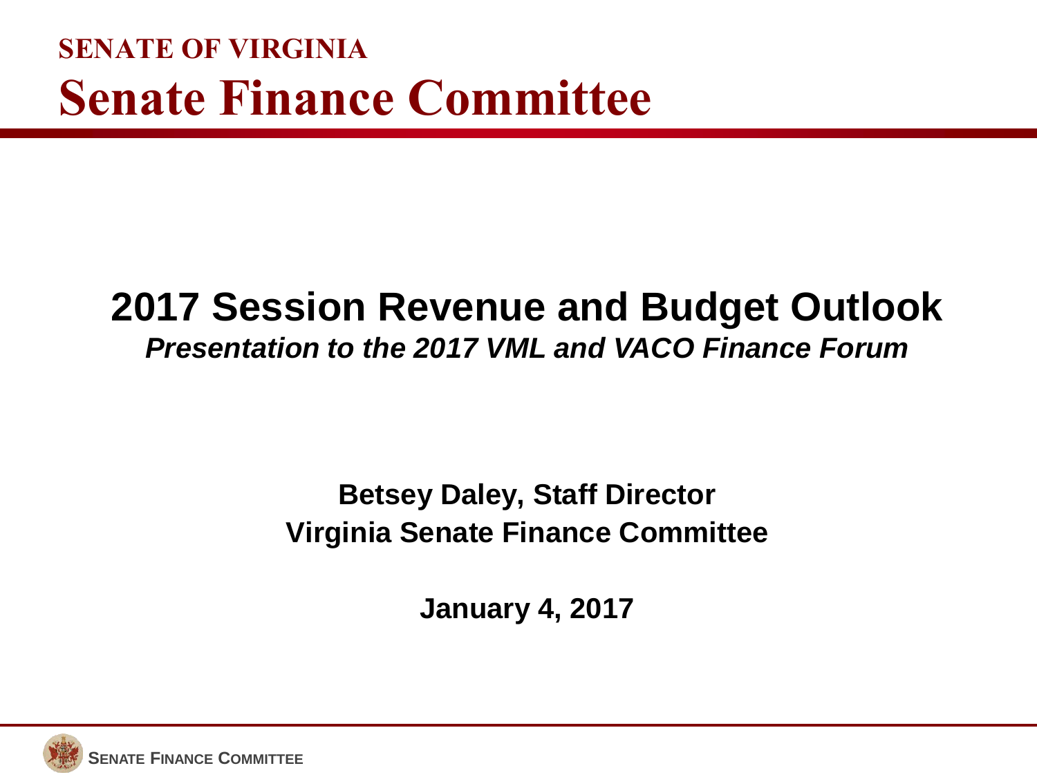**SENATE OF VIRGINIA**

# Senate Finance Committee

## 2017 Session Revenue and Budget Outlook

***Presentation to the 2017 VML and VACO Finance Forum***

**Betsey Daley, Staff Director**
**Virginia Senate Finance Committee**

**January 4, 2017**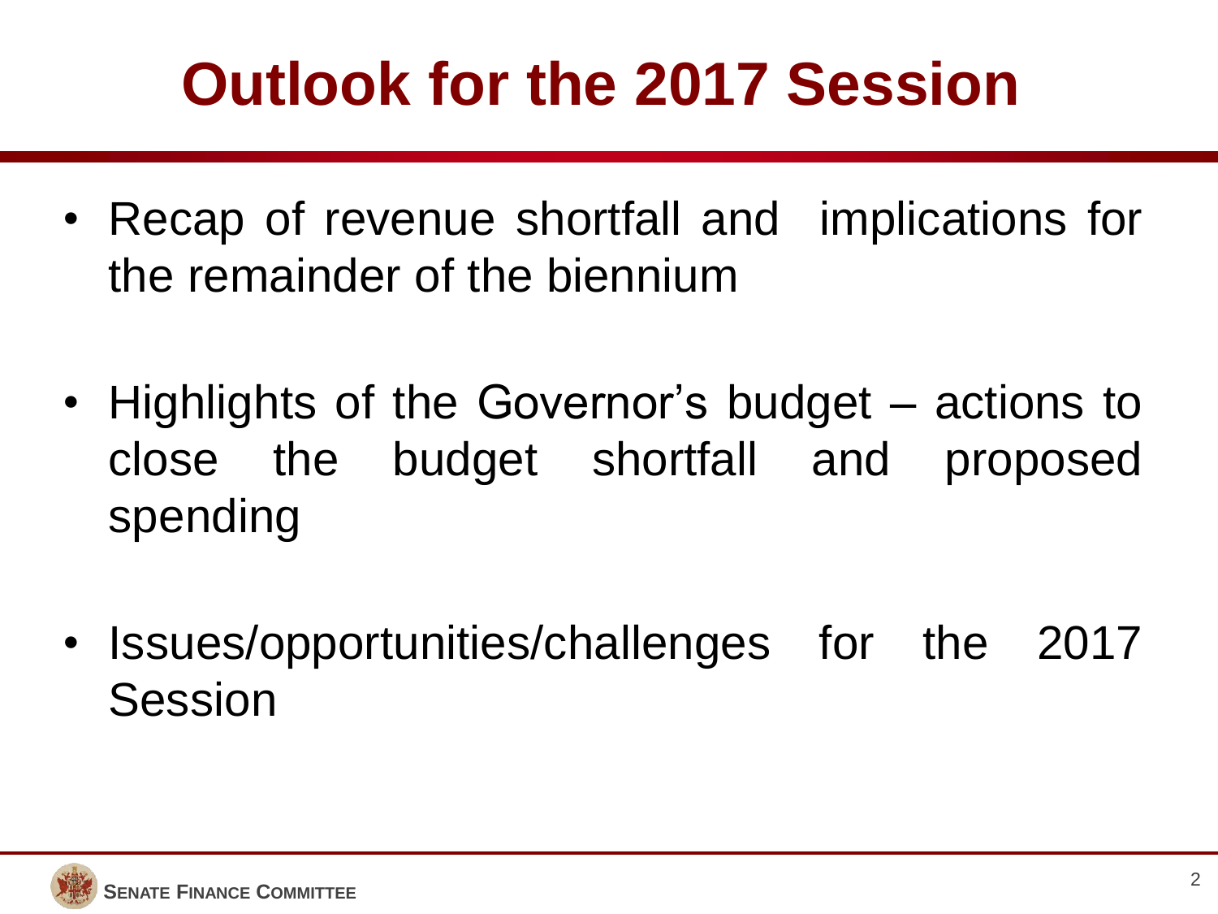# Outlook for the 2017 Session

- Recap of revenue shortfall and implications for the remainder of the biennium
- Highlights of the Governor's budget – actions to close the budget shortfall and proposed spending
- Issues/opportunities/challenges for the 2017 Session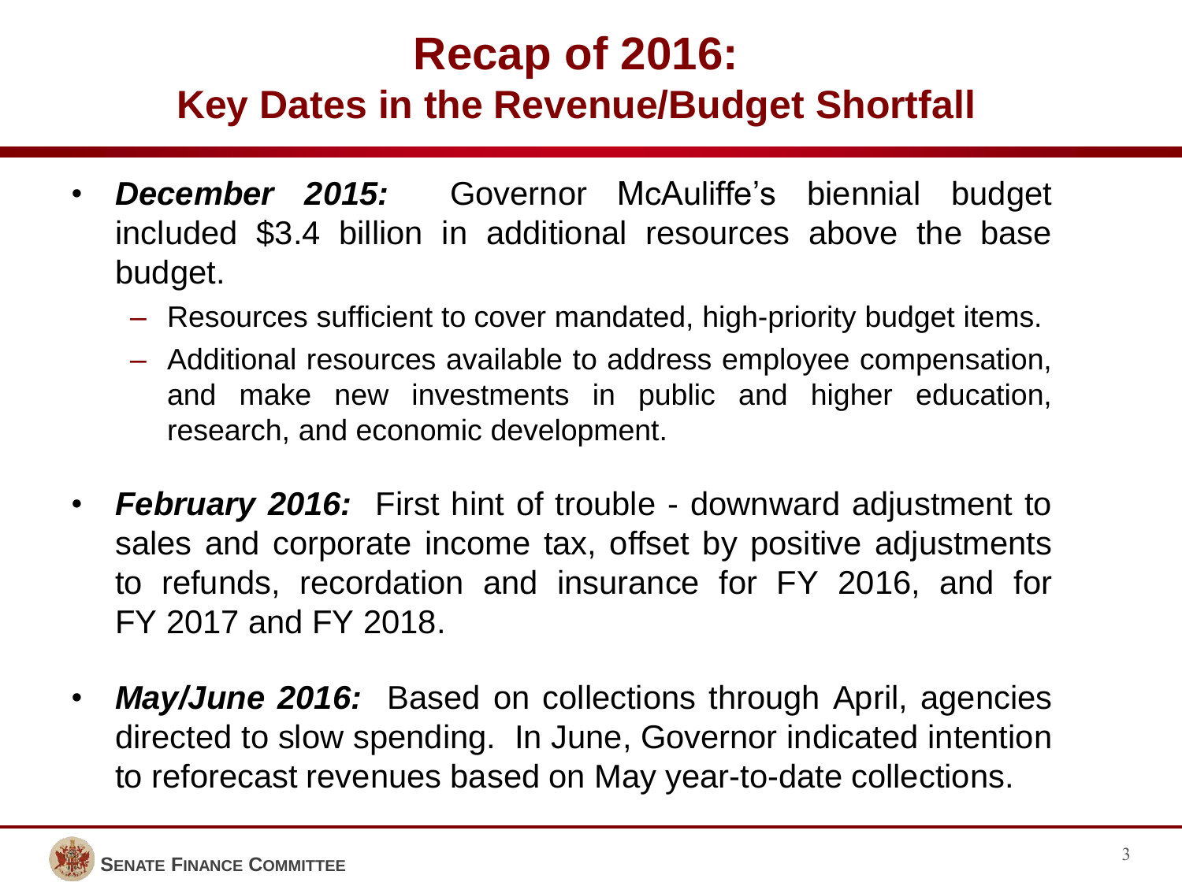# Recap of 2016:

## Key Dates in the Revenue/Budget Shortfall

- ***December 2015:*** Governor McAuliffe's biennial budget included $3.4 billion in additional resources above the base budget.
  - Resources sufficient to cover mandated, high-priority budget items.
  - Additional resources available to address employee compensation, and make new investments in public and higher education, research, and economic development.

- ***February 2016:*** First hint of trouble - downward adjustment to sales and corporate income tax, offset by positive adjustments to refunds, recordation and insurance for FY 2016, and for FY 2017 and FY 2018.

- ***May/June 2016:*** Based on collections through April, agencies directed to slow spending. In June, Governor indicated intention to reforecast revenues based on May year-to-date collections.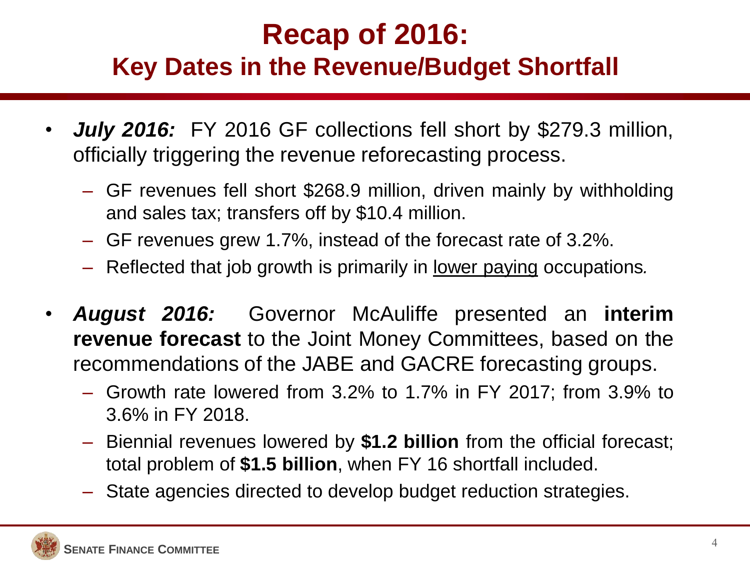# Recap of 2016:

## Key Dates in the Revenue/Budget Shortfall

- ***July 2016:*** FY 2016 GF collections fell short by $279.3 million, officially triggering the revenue reforecasting process.
  - GF revenues fell short $268.9 million, driven mainly by withholding and sales tax; transfers off by $10.4 million.
  - GF revenues grew 1.7%, instead of the forecast rate of 3.2%.
  - Reflected that job growth is primarily in <u>lower paying</u> occupations*.*
- ***August 2016:*** Governor McAuliffe presented an **interim revenue forecast** to the Joint Money Committees, based on the recommendations of the JABE and GACRE forecasting groups.
  - Growth rate lowered from 3.2% to 1.7% in FY 2017; from 3.9% to 3.6% in FY 2018.
  - Biennial revenues lowered by **$1.2 billion** from the official forecast; total problem of **$1.5 billion**, when FY 16 shortfall included.
  - State agencies directed to develop budget reduction strategies.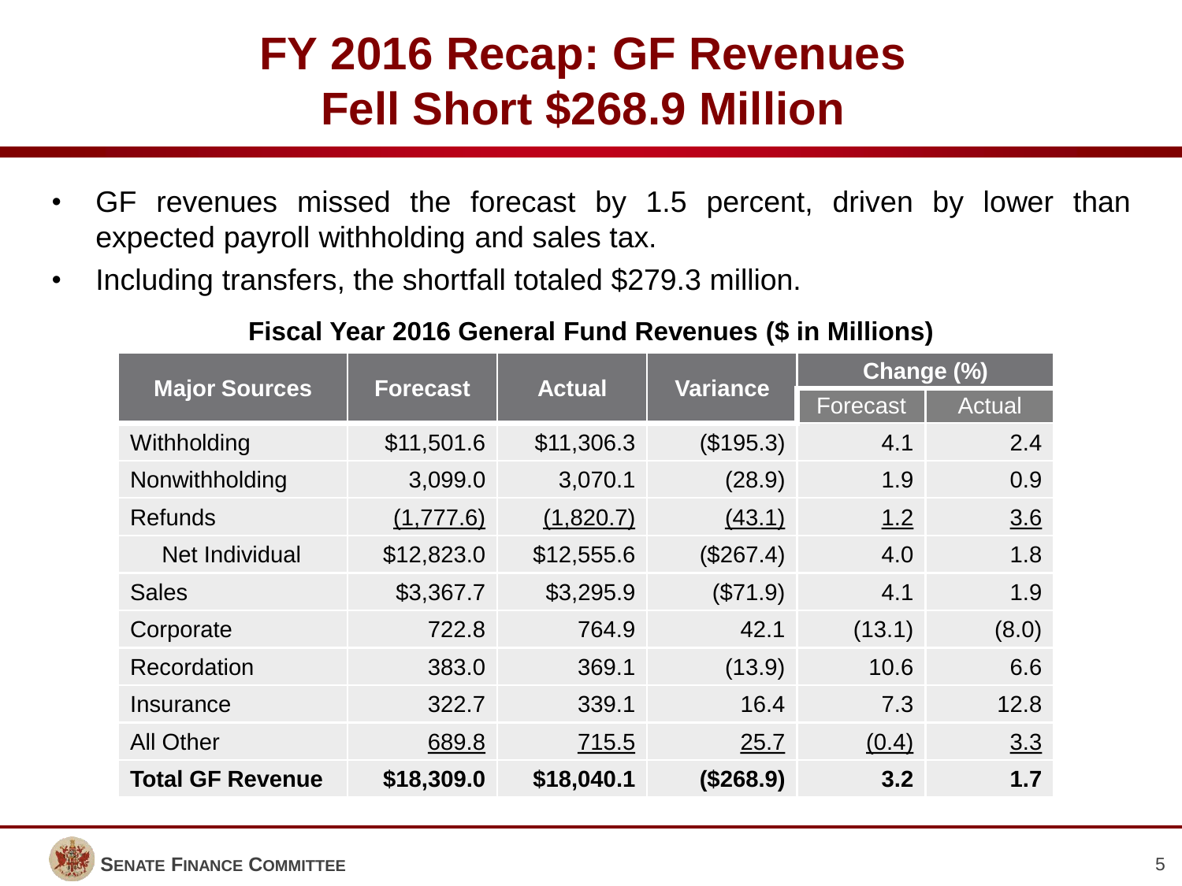# FY 2016 Recap: GF Revenues Fell Short $268.9 Million

- GF revenues missed the forecast by 1.5 percent, driven by lower than expected payroll withholding and sales tax.
- Including transfers, the shortfall totaled $279.3 million.

**Fiscal Year 2016 General Fund Revenues ($ in Millions)**

| Major Sources | Forecast | Actual | Variance | Change (%) | |
|---|---|---|---|---|---|
| | | | | Forecast | Actual |
| Withholding | $11,501.6 | $11,306.3 | ($195.3) | 4.1 | 2.4 |
| Nonwithholding | 3,099.0 | 3,070.1 | (28.9) | 1.9 | 0.9 |
| Refunds | (1,777.6) | (1,820.7) | (43.1) | 1.2 | 3.6 |
| Net Individual | $12,823.0 | $12,555.6 | ($267.4) | 4.0 | 1.8 |
| Sales | $3,367.7 | $3,295.9 | ($71.9) | 4.1 | 1.9 |
| Corporate | 722.8 | 764.9 | 42.1 | (13.1) | (8.0) |
| Recordation | 383.0 | 369.1 | (13.9) | 10.6 | 6.6 |
| Insurance | 322.7 | 339.1 | 16.4 | 7.3 | 12.8 |
| All Other | 689.8 | 715.5 | 25.7 | (0.4) | 3.3 |
| **Total GF Revenue** | **$18,309.0** | **$18,040.1** | **($268.9)** | **3.2** | **1.7** |

SENATE FINANCE COMMITTEE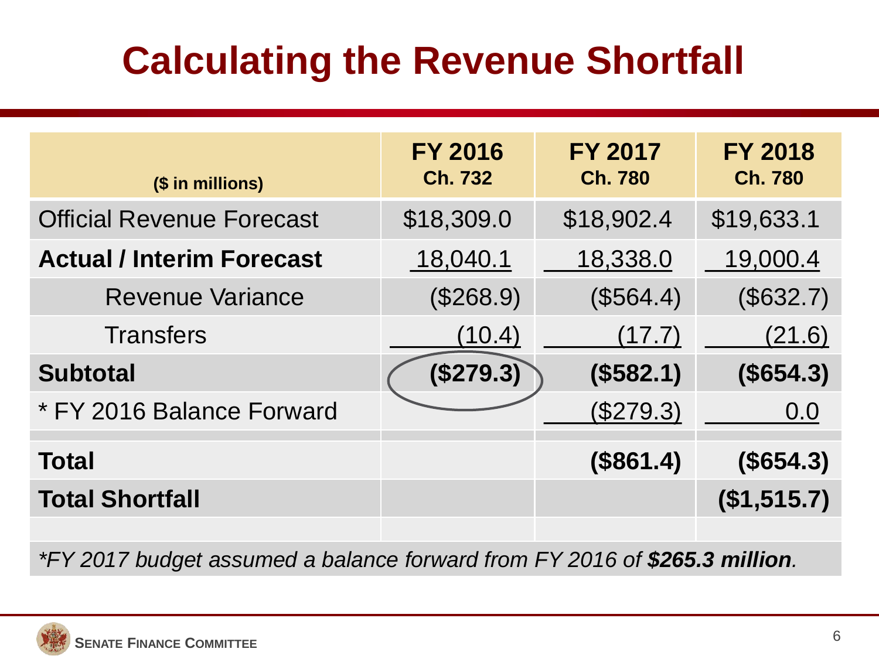# Calculating the Revenue Shortfall

| ($ in millions) | FY 2016 Ch. 732 | FY 2017 Ch. 780 | FY 2018 Ch. 780 |
|---|---|---|---|
| Official Revenue Forecast | $18,309.0 | $18,902.4 | $19,633.1 |
| **Actual / Interim Forecast** | 18,040.1 | 18,338.0 | 19,000.4 |
| Revenue Variance | ($268.9) | ($564.4) | ($632.7) |
| Transfers | (10.4) | (17.7) | (21.6) |
| **Subtotal** | **($279.3)** | **($582.1)** | **($654.3)** |
| * FY 2016 Balance Forward | | ($279.3) | 0.0 |
| **Total** | | **($861.4)** | **($654.3)** |
| **Total Shortfall** | | | **($1,515.7)** |

*\*FY 2017 budget assumed a balance forward from FY 2016 of **$265.3 million**.*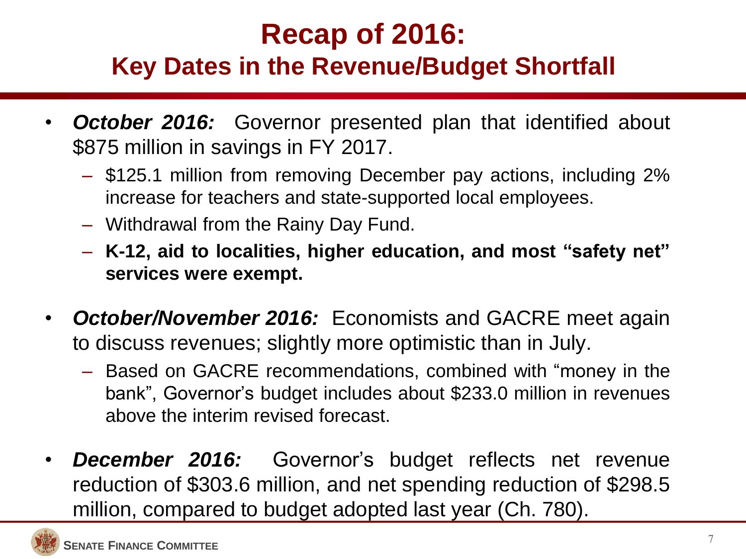# Recap of 2016:

## Key Dates in the Revenue/Budget Shortfall

- ***October 2016:*** Governor presented plan that identified about $875 million in savings in FY 2017.
  - $125.1 million from removing December pay actions, including 2% increase for teachers and state-supported local employees.
  - Withdrawal from the Rainy Day Fund.
  - **K-12, aid to localities, higher education, and most "safety net" services were exempt.**
- ***October/November 2016:*** Economists and GACRE meet again to discuss revenues; slightly more optimistic than in July.
  - Based on GACRE recommendations, combined with "money in the bank", Governor's budget includes about $233.0 million in revenues above the interim revised forecast.
- ***December 2016:*** Governor's budget reflects net revenue reduction of $303.6 million, and net spending reduction of $298.5 million, compared to budget adopted last year (Ch. 780).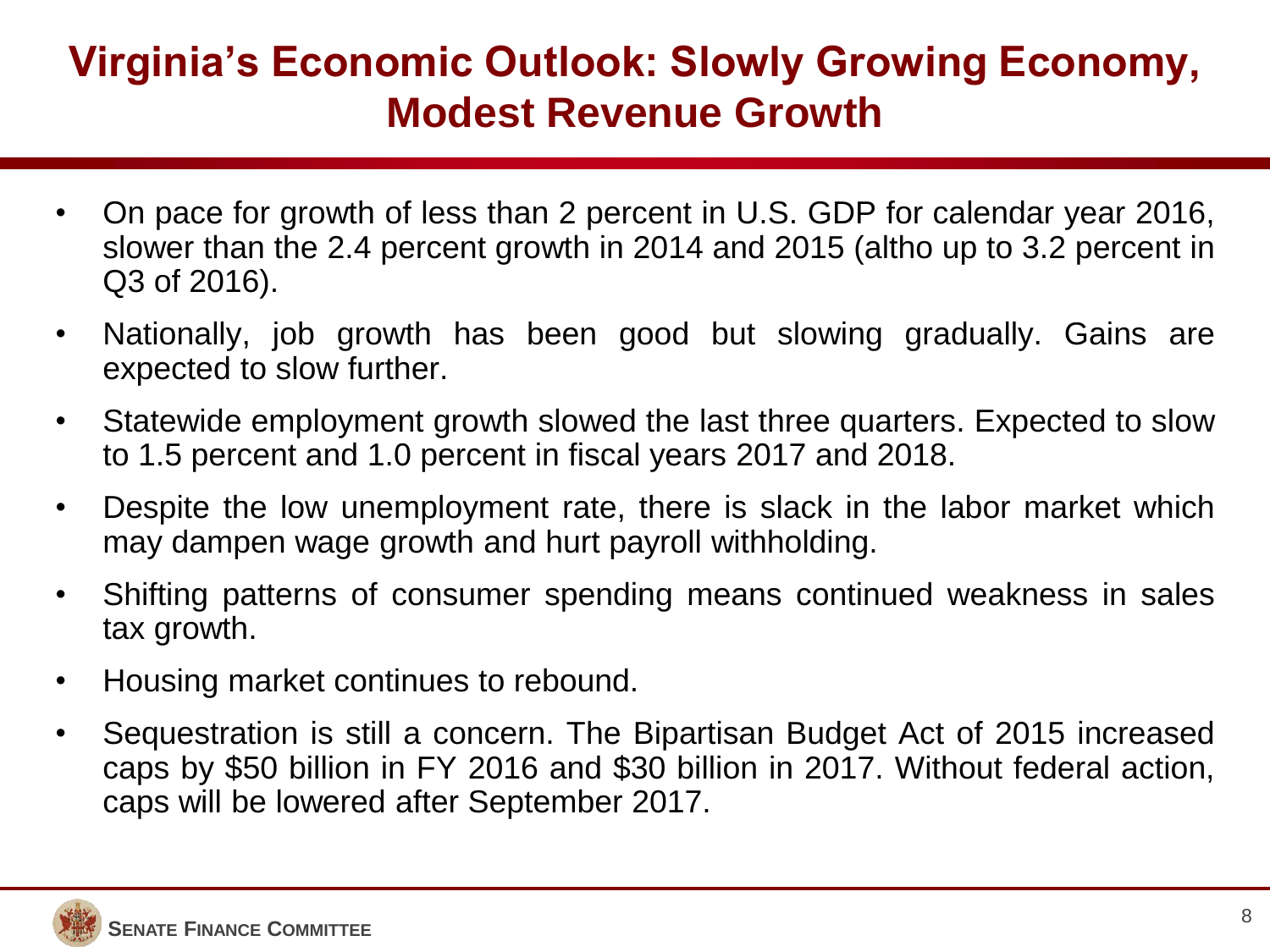# Virginia's Economic Outlook: Slowly Growing Economy, Modest Revenue Growth

- On pace for growth of less than 2 percent in U.S. GDP for calendar year 2016, slower than the 2.4 percent growth in 2014 and 2015 (altho up to 3.2 percent in Q3 of 2016).
- Nationally, job growth has been good but slowing gradually. Gains are expected to slow further.
- Statewide employment growth slowed the last three quarters. Expected to slow to 1.5 percent and 1.0 percent in fiscal years 2017 and 2018.
- Despite the low unemployment rate, there is slack in the labor market which may dampen wage growth and hurt payroll withholding.
- Shifting patterns of consumer spending means continued weakness in sales tax growth.
- Housing market continues to rebound.
- Sequestration is still a concern. The Bipartisan Budget Act of 2015 increased caps by $50 billion in FY 2016 and $30 billion in 2017. Without federal action, caps will be lowered after September 2017.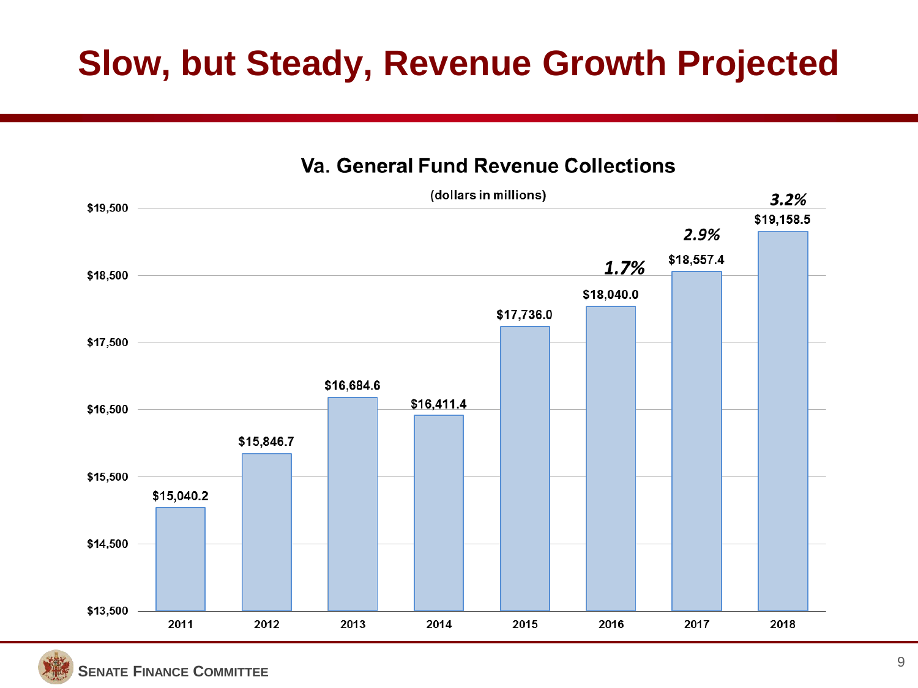# Slow, but Steady, Revenue Growth Projected

**Va. General Fund Revenue Collections**

(dollars in millions)

| Year | Revenue | Growth |
|---|---|---|
| 2011 | $15,040.2 | |
| 2012 | $15,846.7 | |
| 2013 | $16,684.6 | |
| 2014 | $16,411.4 | |
| 2015 | $17,736.0 | |
| 2016 | $18,040.0 | 1.7% |
| 2017 | $18,557.4 | 2.9% |
| 2018 | $19,158.5 | 3.2% |

SENATE FINANCE COMMITTEE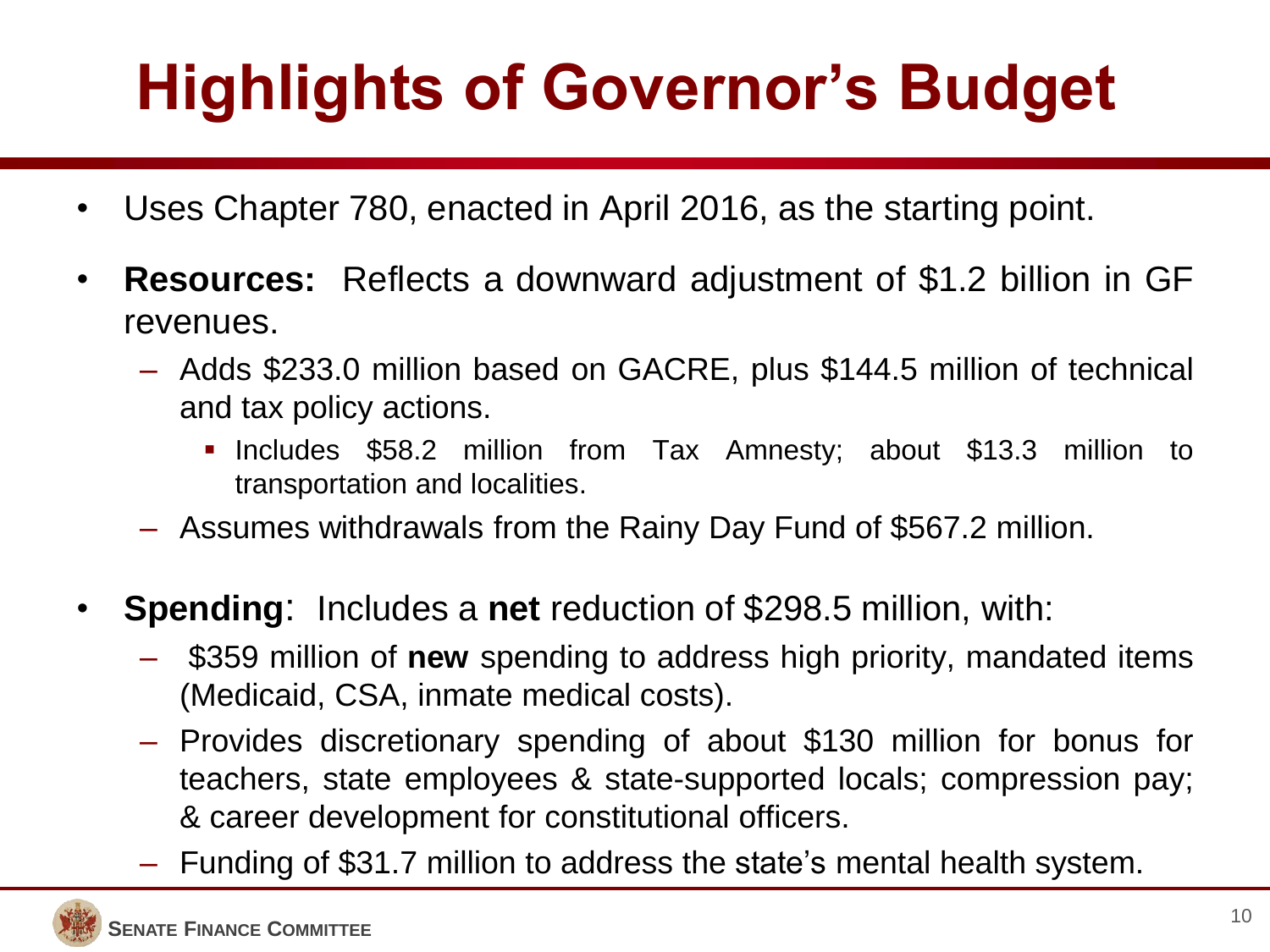# Highlights of Governor's Budget

- Uses Chapter 780, enacted in April 2016, as the starting point.
- **Resources:** Reflects a downward adjustment of $1.2 billion in GF revenues.
  - Adds $233.0 million based on GACRE, plus $144.5 million of technical and tax policy actions.
    - Includes $58.2 million from Tax Amnesty; about $13.3 million to transportation and localities.
  - Assumes withdrawals from the Rainy Day Fund of $567.2 million.
- **Spending**: Includes a **net** reduction of $298.5 million, with:
  - $359 million of **new** spending to address high priority, mandated items (Medicaid, CSA, inmate medical costs).
  - Provides discretionary spending of about $130 million for bonus for teachers, state employees & state-supported locals; compression pay; & career development for constitutional officers.
  - Funding of $31.7 million to address the state's mental health system.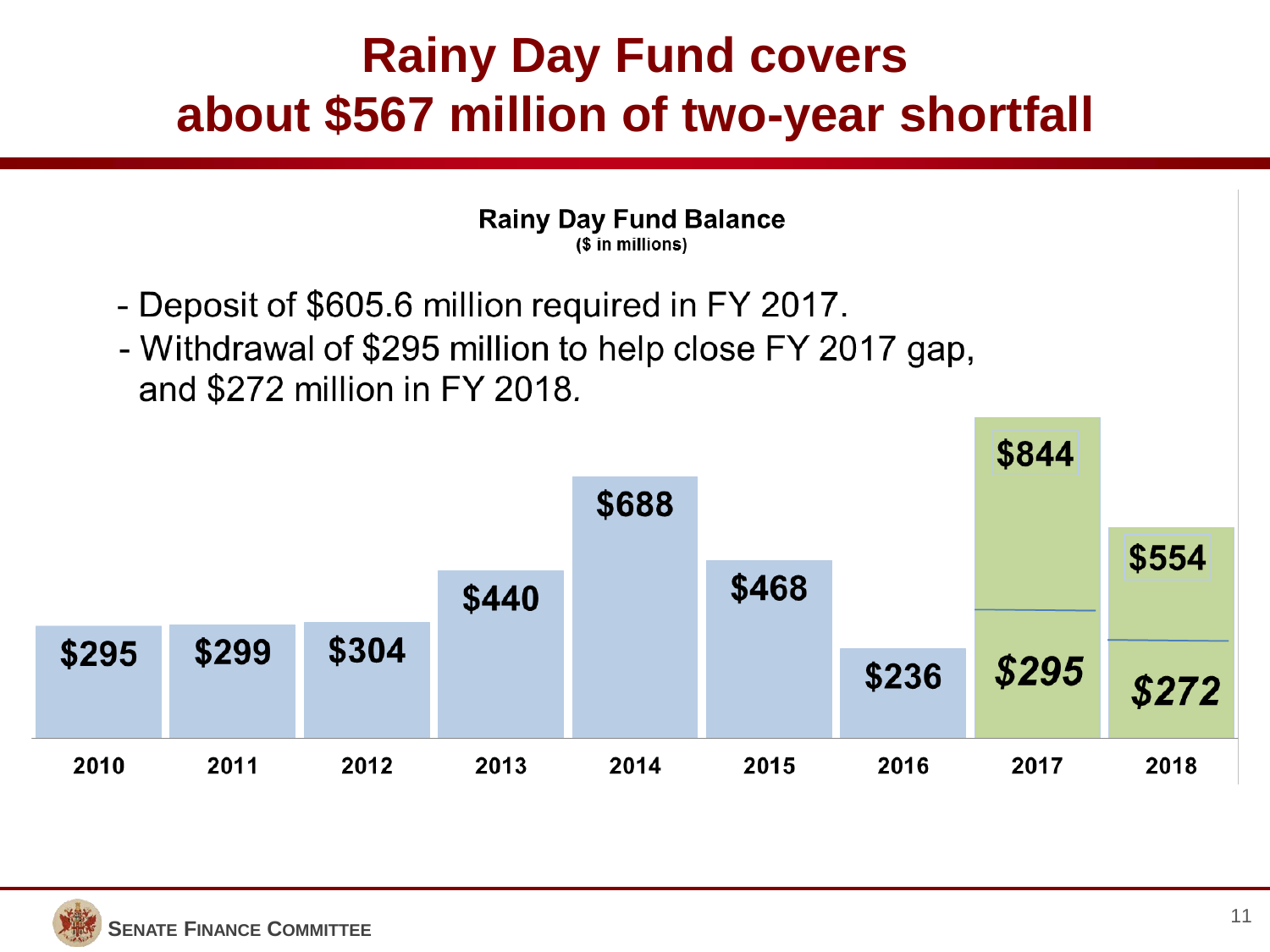# Rainy Day Fund covers about $567 million of two-year shortfall

**Rainy Day Fund Balance**
**($ in millions)**

- Deposit of $605.6 million required in FY 2017.
- Withdrawal of $295 million to help close FY 2017 gap, and $272 million in FY 2018.

| Year | Balance | Withdrawal |
|---|---|---|
| 2010 | $295 | |
| 2011 | $299 | |
| 2012 | $304 | |
| 2013 | $440 | |
| 2014 | $688 | |
| 2015 | $468 | |
| 2016 | $236 | |
| 2017 | $844 | *$295* |
| 2018 | $554 | *$272* |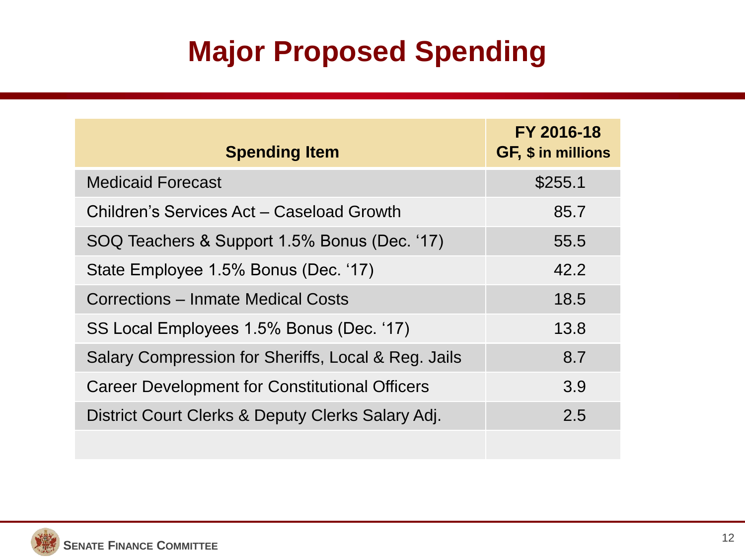# Major Proposed Spending

| Spending Item | FY 2016-18 GF, $ in millions |
|---|---|
| Medicaid Forecast | $255.1 |
| Children's Services Act – Caseload Growth | 85.7 |
| SOQ Teachers & Support 1.5% Bonus (Dec. '17) | 55.5 |
| State Employee 1.5% Bonus (Dec. '17) | 42.2 |
| Corrections – Inmate Medical Costs | 18.5 |
| SS Local Employees 1.5% Bonus (Dec. '17) | 13.8 |
| Salary Compression for Sheriffs, Local & Reg. Jails | 8.7 |
| Career Development for Constitutional Officers | 3.9 |
| District Court Clerks & Deputy Clerks Salary Adj. | 2.5 |
| | |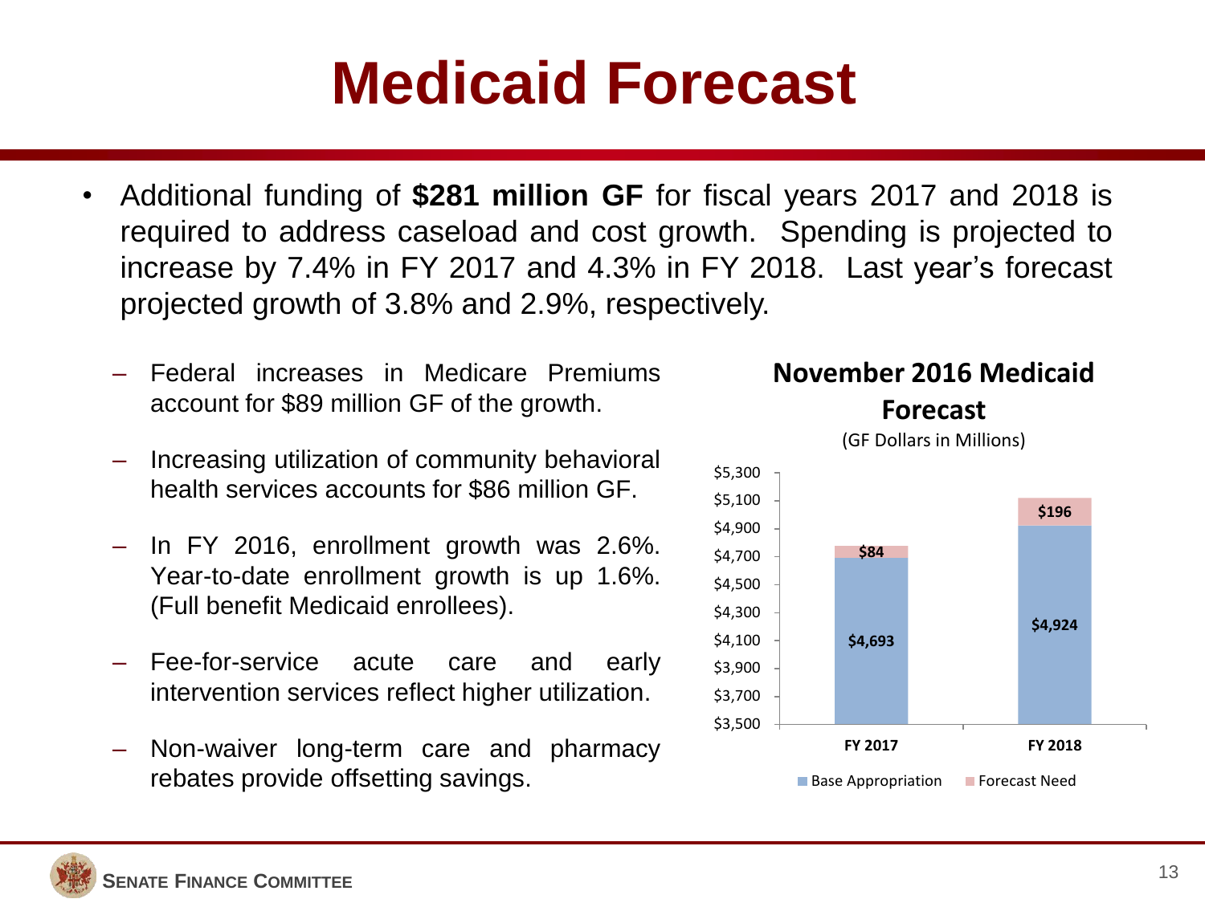# Medicaid Forecast

- Additional funding of **$281 million GF** for fiscal years 2017 and 2018 is required to address caseload and cost growth. Spending is projected to increase by 7.4% in FY 2017 and 4.3% in FY 2018. Last year's forecast projected growth of 3.8% and 2.9%, respectively.
  - Federal increases in Medicare Premiums account for $89 million GF of the growth.
  - Increasing utilization of community behavioral health services accounts for $86 million GF.
  - In FY 2016, enrollment growth was 2.6%. Year-to-date enrollment growth is up 1.6%. (Full benefit Medicaid enrollees).
  - Fee-for-service acute care and early intervention services reflect higher utilization.
  - Non-waiver long-term care and pharmacy rebates provide offsetting savings.

**November 2016 Medicaid Forecast**

(GF Dollars in Millions)

| | FY 2017 | FY 2018 |
|---|---|---|
| Base Appropriation | $4,693 | $4,924 |
| Forecast Need | $84 | $196 |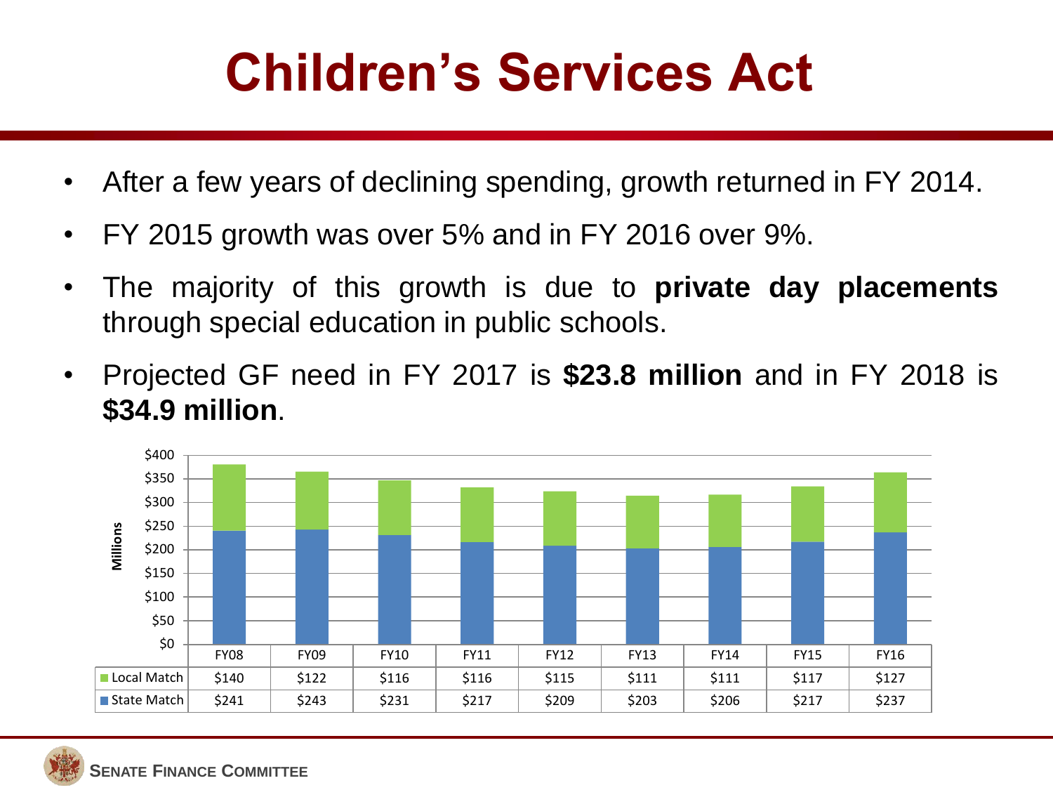# Children's Services Act

- After a few years of declining spending, growth returned in FY 2014.
- FY 2015 growth was over 5% and in FY 2016 over 9%.
- The majority of this growth is due to **private day placements** through special education in public schools.
- Projected GF need in FY 2017 is **$23.8 million** and in FY 2018 is **$34.9 million**.

Millions

| | FY08 | FY09 | FY10 | FY11 | FY12 | FY13 | FY14 | FY15 | FY16 |
|---|---|---|---|---|---|---|---|---|---|
| Local Match | $140 | $122 | $116 | $116 | $115 | $111 | $111 | $117 | $127 |
| State Match | $241 | $243 | $231 | $217 | $209 | $203 | $206 | $217 | $237 |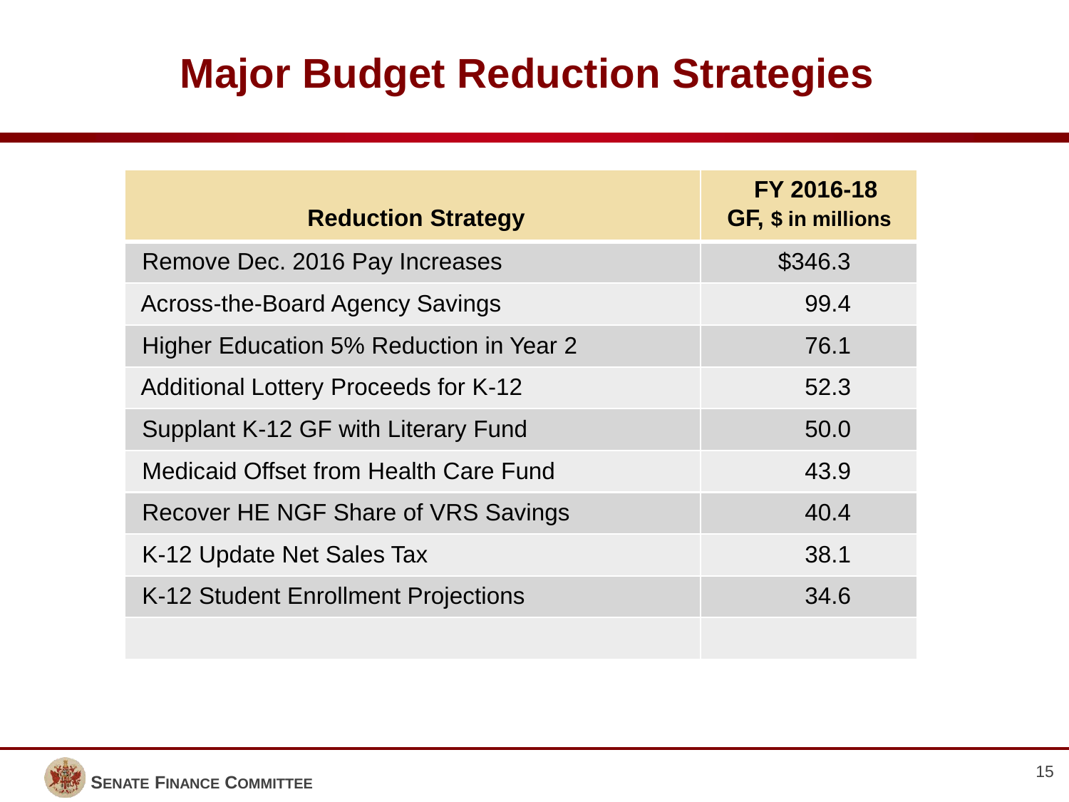# Major Budget Reduction Strategies

| Reduction Strategy | FY 2016-18 GF, $ in millions |
|---|---|
| Remove Dec. 2016 Pay Increases | $346.3 |
| Across-the-Board Agency Savings | 99.4 |
| Higher Education 5% Reduction in Year 2 | 76.1 |
| Additional Lottery Proceeds for K-12 | 52.3 |
| Supplant K-12 GF with Literary Fund | 50.0 |
| Medicaid Offset from Health Care Fund | 43.9 |
| Recover HE NGF Share of VRS Savings | 40.4 |
| K-12 Update Net Sales Tax | 38.1 |
| K-12 Student Enrollment Projections | 34.6 |
| | |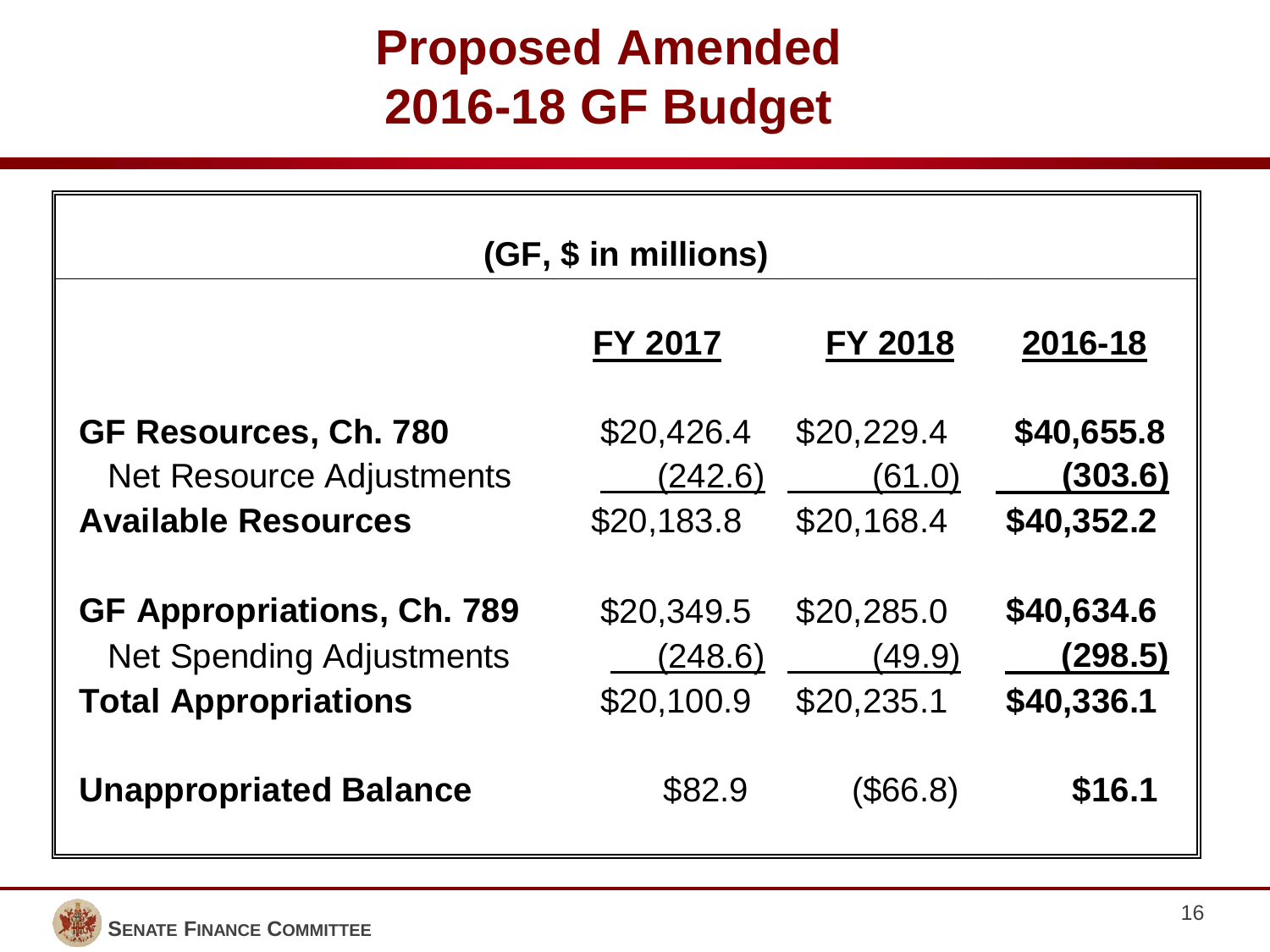# Proposed Amended 2016-18 GF Budget

**(GF, $ in millions)**

| | FY 2017 | FY 2018 | 2016-18 |
|---|---|---|---|
| **GF Resources, Ch. 780** | $20,426.4 | $20,229.4 | **$40,655.8** |
| Net Resource Adjustments | (242.6) | (61.0) | **(303.6)** |
| **Available Resources** | $20,183.8 | $20,168.4 | **$40,352.2** |
| **GF Appropriations, Ch. 789** | $20,349.5 | $20,285.0 | **$40,634.6** |
| Net Spending Adjustments | (248.6) | (49.9) | **(298.5)** |
| **Total Appropriations** | $20,100.9 | $20,235.1 | **$40,336.1** |
| **Unappropriated Balance** | $82.9 | ($66.8) | **$16.1** |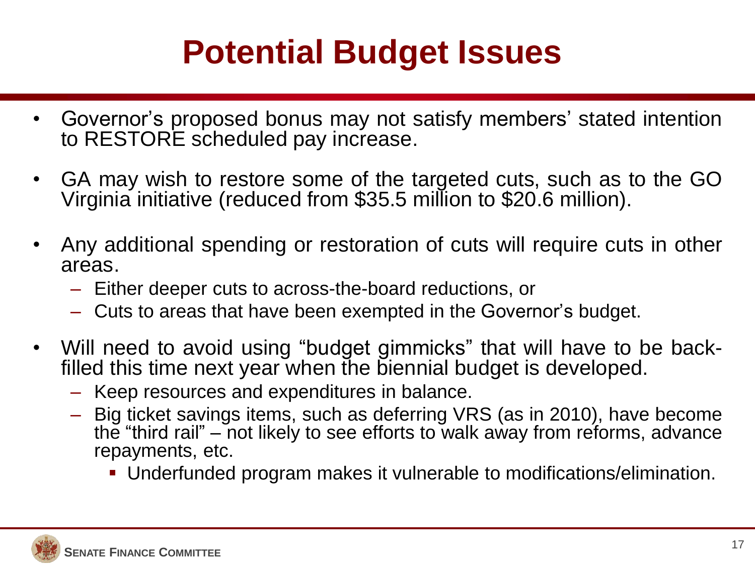# Potential Budget Issues

- Governor's proposed bonus may not satisfy members' stated intention to RESTORE scheduled pay increase.
- GA may wish to restore some of the targeted cuts, such as to the GO Virginia initiative (reduced from $35.5 million to $20.6 million).
- Any additional spending or restoration of cuts will require cuts in other areas.
  - Either deeper cuts to across-the-board reductions, or
  - Cuts to areas that have been exempted in the Governor's budget.
- Will need to avoid using "budget gimmicks" that will have to be back-filled this time next year when the biennial budget is developed.
  - Keep resources and expenditures in balance.
  - Big ticket savings items, such as deferring VRS (as in 2010), have become the "third rail" – not likely to see efforts to walk away from reforms, advance repayments, etc.
    - Underfunded program makes it vulnerable to modifications/elimination.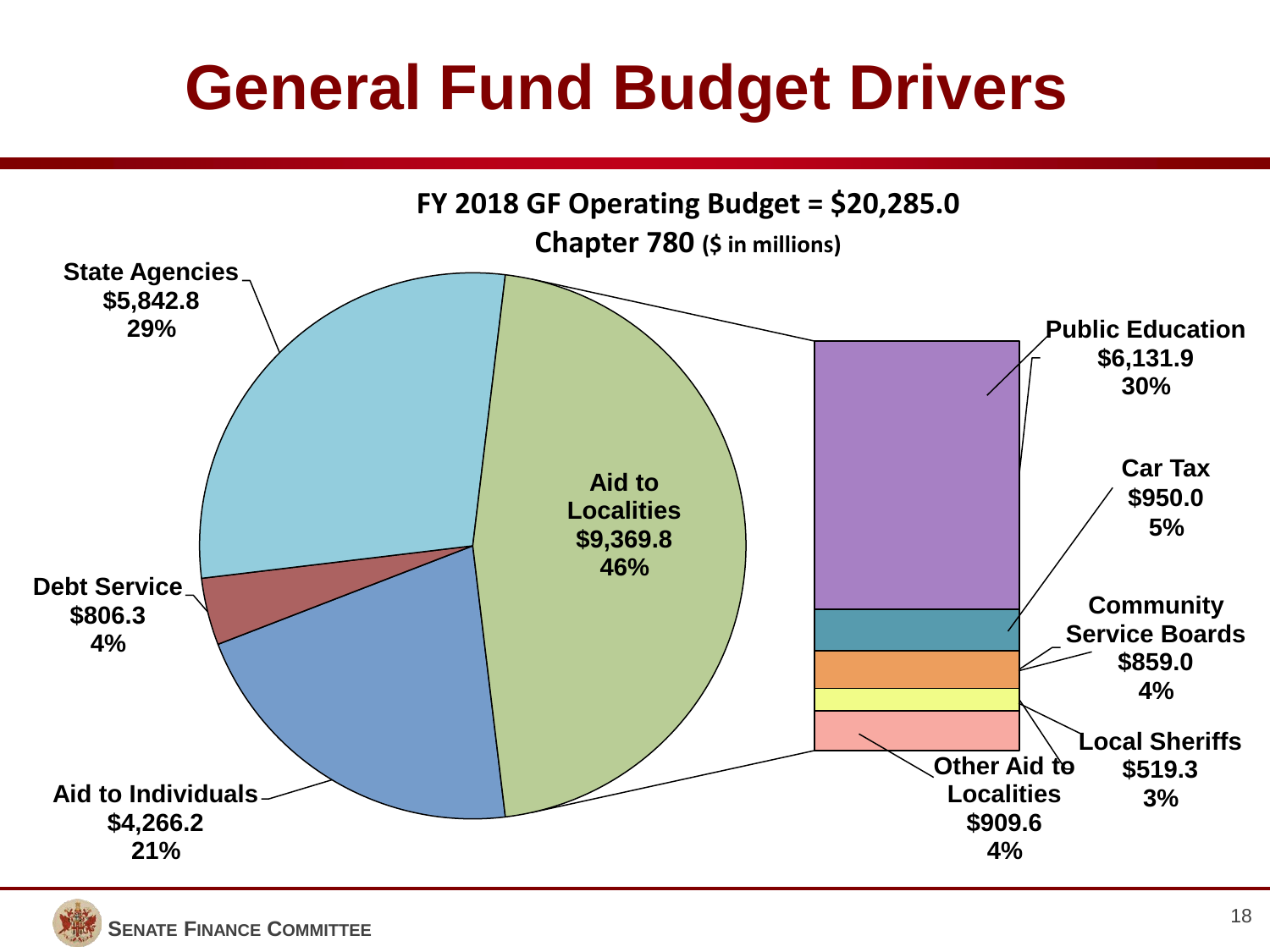# General Fund Budget Drivers

**FY 2018 GF Operating Budget = $20,285.0**
**Chapter 780 ($ in millions)**

| Category | Amount | Percent |
|---|---|---|
| State Agencies | $5,842.8 | 29% |
| Debt Service | $806.3 | 4% |
| Aid to Individuals | $4,266.2 | 21% |
| Aid to Localities | $9,369.8 | 46% |

**Aid to Localities breakdown:**

| Category | Amount | Percent |
|---|---|---|
| Public Education | $6,131.9 | 30% |
| Car Tax | $950.0 | 5% |
| Community Service Boards | $859.0 | 4% |
| Local Sheriffs | $519.3 | 3% |
| Other Aid to Localities | $909.6 | 4% |

SENATE FINANCE COMMITTEE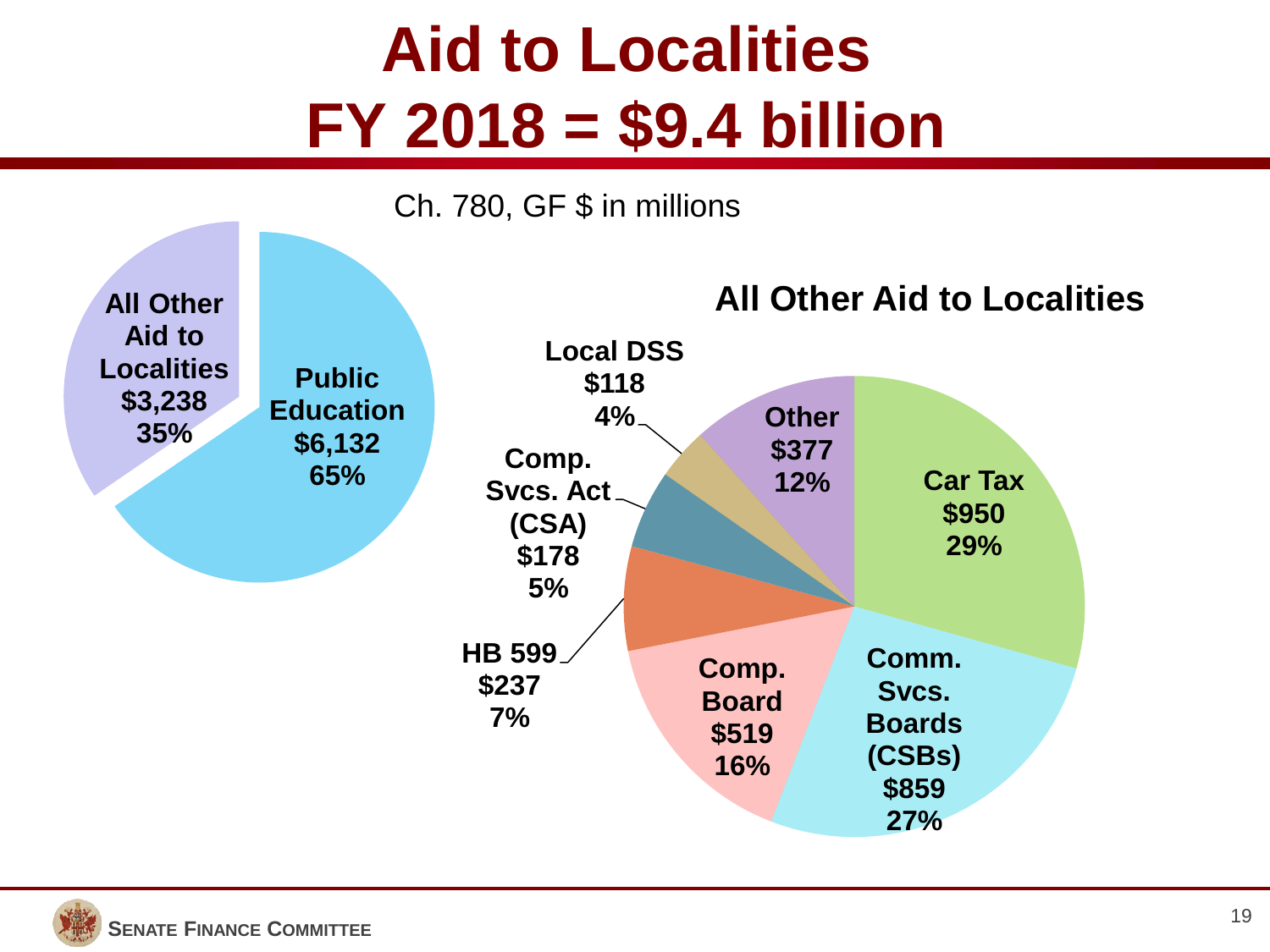# Aid to Localities
# FY 2018 = $9.4 billion

Ch. 780, GF $ in millions

| Category | Amount | Share |
|---|---|---|
| Public Education | $6,132 | 65% |
| All Other Aid to Localities | $3,238 | 35% |

## All Other Aid to Localities

| Category | Amount | Share |
|---|---|---|
| Car Tax | $950 | 29% |
| Comm. Svcs. Boards (CSBs) | $859 | 27% |
| Comp. Board | $519 | 16% |
| HB 599 | $237 | 7% |
| Comp. Svcs. Act (CSA) | $178 | 5% |
| Local DSS | $118 | 4% |
| Other | $377 | 12% |

SENATE FINANCE COMMITTEE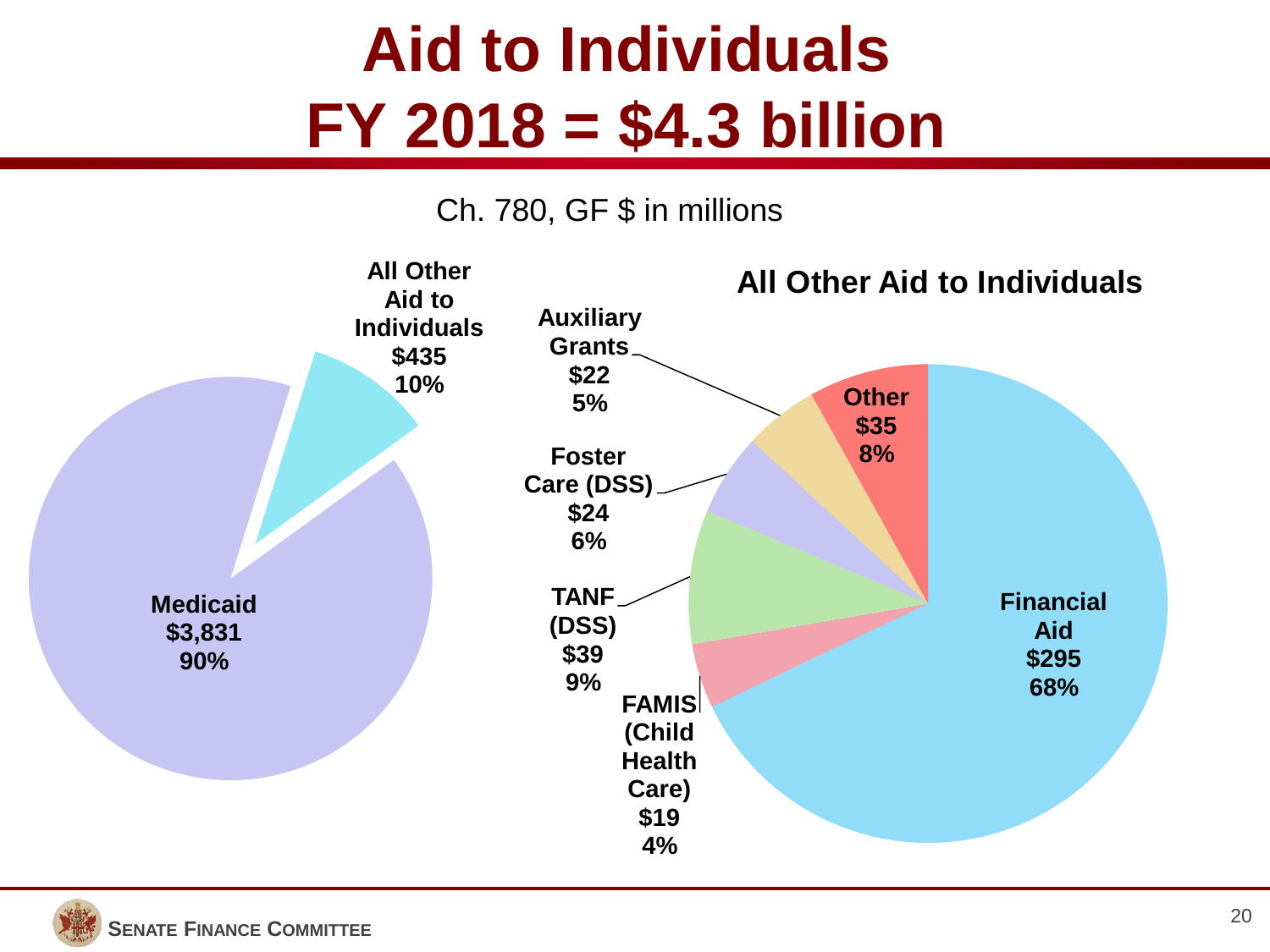# Aid to Individuals
# FY 2018 = $4.3 billion

Ch. 780, GF $ in millions

**Medicaid**
**$3,831**
**90%**

**All Other Aid to Individuals**
**$435**
**10%**

## All Other Aid to Individuals

**Financial Aid**
**$295**
**68%**

**FAMIS (Child Health Care)**
**$19**
**4%**

**TANF (DSS)**
**$39**
**9%**

**Foster Care (DSS)**
**$24**
**6%**

**Auxiliary Grants**
**$22**
**5%**

**Other**
**$35**
**8%**

SENATE FINANCE COMMITTEE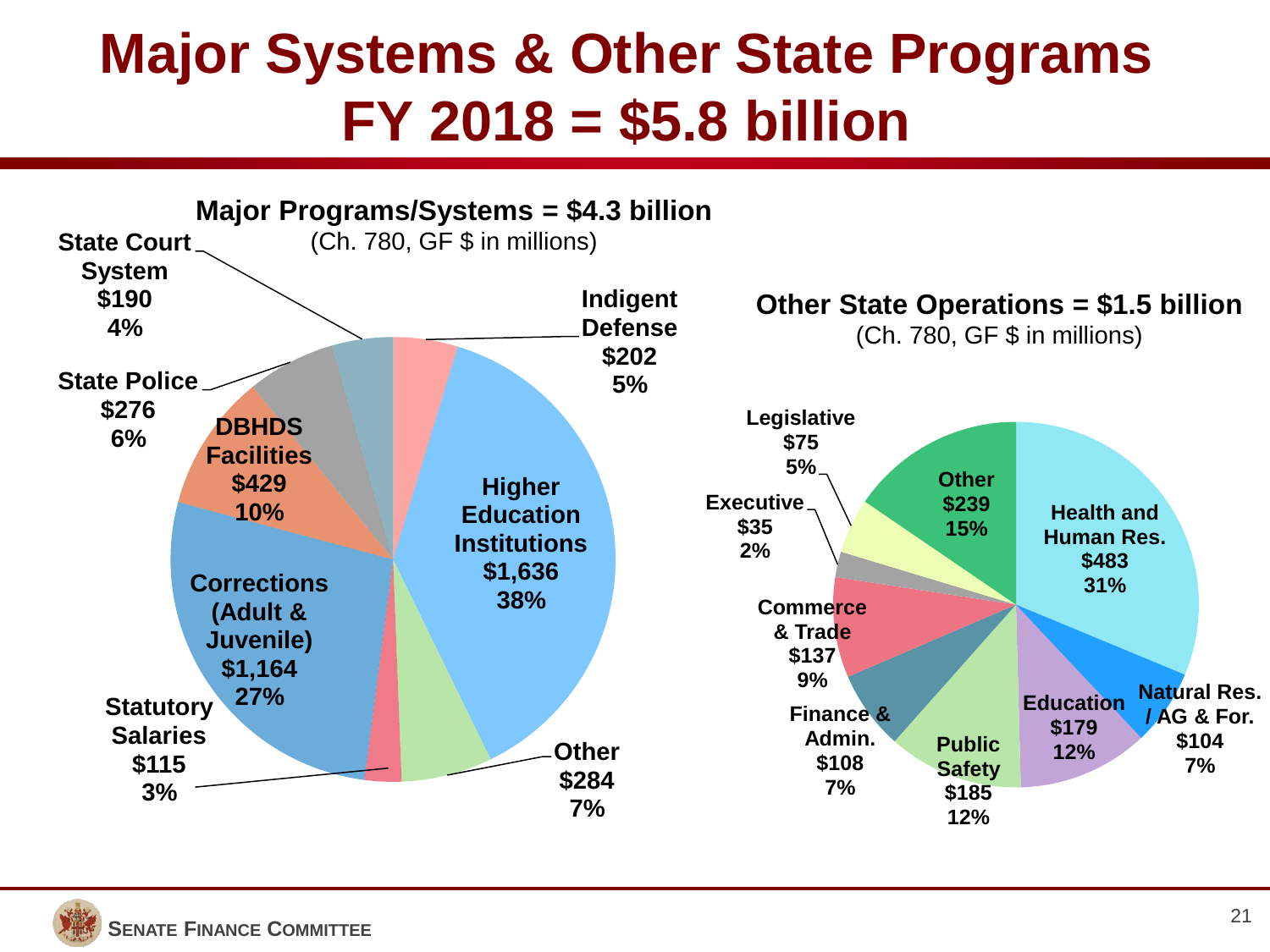# Major Systems & Other State Programs
# FY 2018 = $5.8 billion

## Major Programs/Systems = $4.3 billion
(Ch. 780, GF $ in millions)

| Program | Amount | Percent |
|---|---|---|
| Higher Education Institutions | $1,636 | 38% |
| Corrections (Adult & Juvenile) | $1,164 | 27% |
| DBHDS Facilities | $429 | 10% |
| Other | $284 | 7% |
| State Police | $276 | 6% |
| Indigent Defense | $202 | 5% |
| State Court System | $190 | 4% |
| Statutory Salaries | $115 | 3% |

## Other State Operations = $1.5 billion
(Ch. 780, GF $ in millions)

| Program | Amount | Percent |
|---|---|---|
| Health and Human Res. | $483 | 31% |
| Other | $239 | 15% |
| Public Safety | $185 | 12% |
| Education | $179 | 12% |
| Commerce & Trade | $137 | 9% |
| Finance & Admin. | $108 | 7% |
| Natural Res. / AG & For. | $104 | 7% |
| Legislative | $75 | 5% |
| Executive | $35 | 2% |

SENATE FINANCE COMMITTEE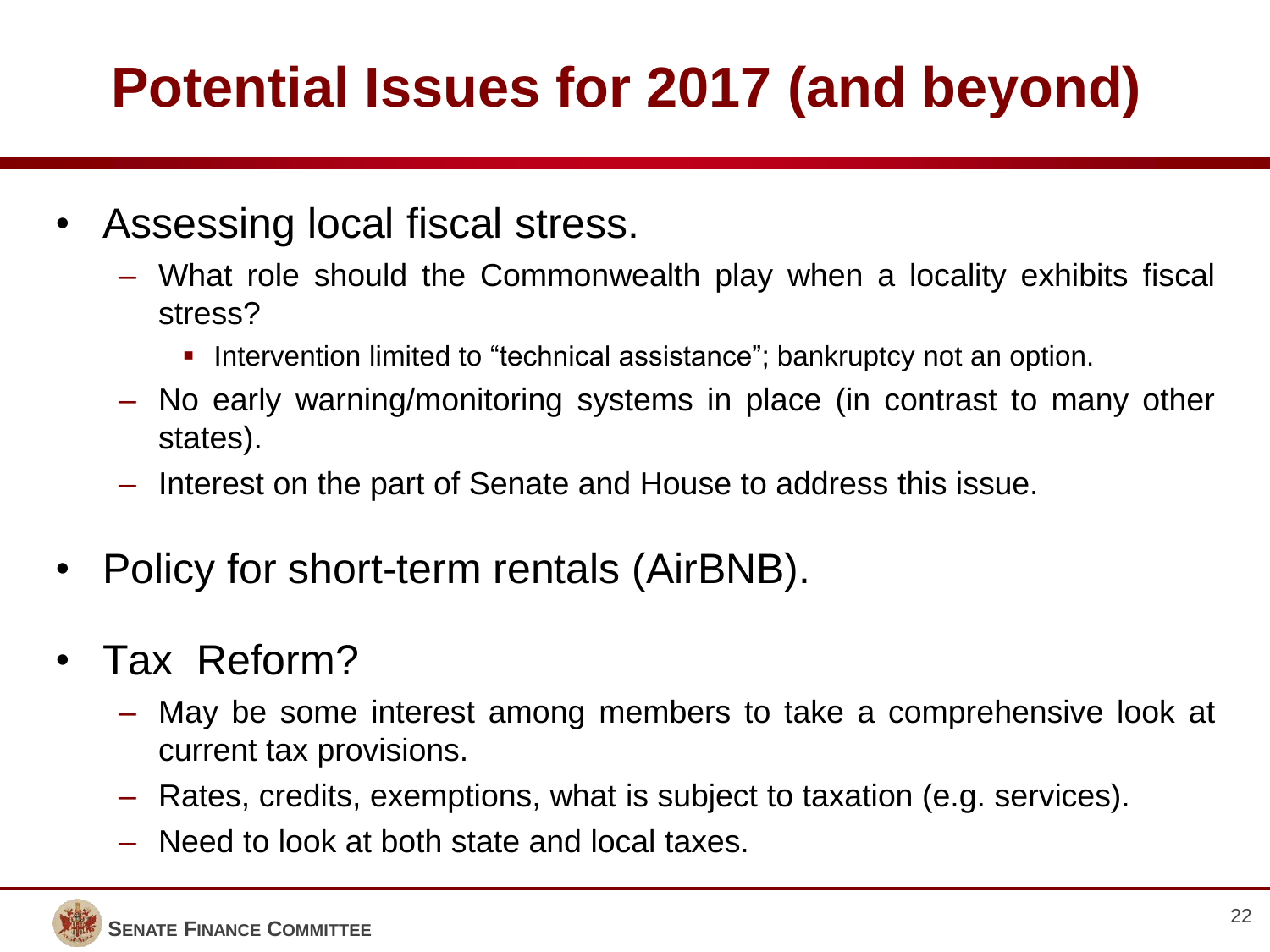# Potential Issues for 2017 (and beyond)

- Assessing local fiscal stress.
  - What role should the Commonwealth play when a locality exhibits fiscal stress?
    - Intervention limited to "technical assistance"; bankruptcy not an option.
  - No early warning/monitoring systems in place (in contrast to many other states).
  - Interest on the part of Senate and House to address this issue.

- Policy for short-term rentals (AirBNB).

- Tax Reform?
  - May be some interest among members to take a comprehensive look at current tax provisions.
  - Rates, credits, exemptions, what is subject to taxation (e.g. services).
  - Need to look at both state and local taxes.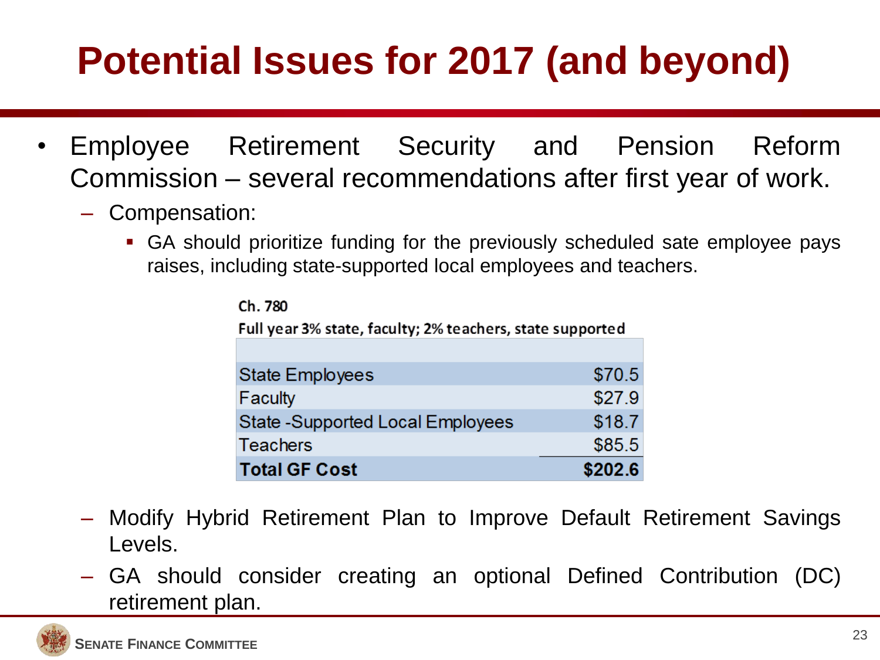# Potential Issues for 2017 (and beyond)

- Employee Retirement Security and Pension Reform Commission – several recommendations after first year of work.
  - Compensation:
    - GA should prioritize funding for the previously scheduled sate employee pays raises, including state-supported local employees and teachers.

**Ch. 780**

**Full year 3% state, faculty; 2% teachers, state supported**

| | |
|---|---|
| State Employees | $70.5 |
| Faculty | $27.9 |
| State -Supported Local Employees | $18.7 |
| Teachers | $85.5 |
| **Total GF Cost** | **$202.6** |

  - Modify Hybrid Retirement Plan to Improve Default Retirement Savings Levels.
  - GA should consider creating an optional Defined Contribution (DC) retirement plan.

SENATE FINANCE COMMITTEE